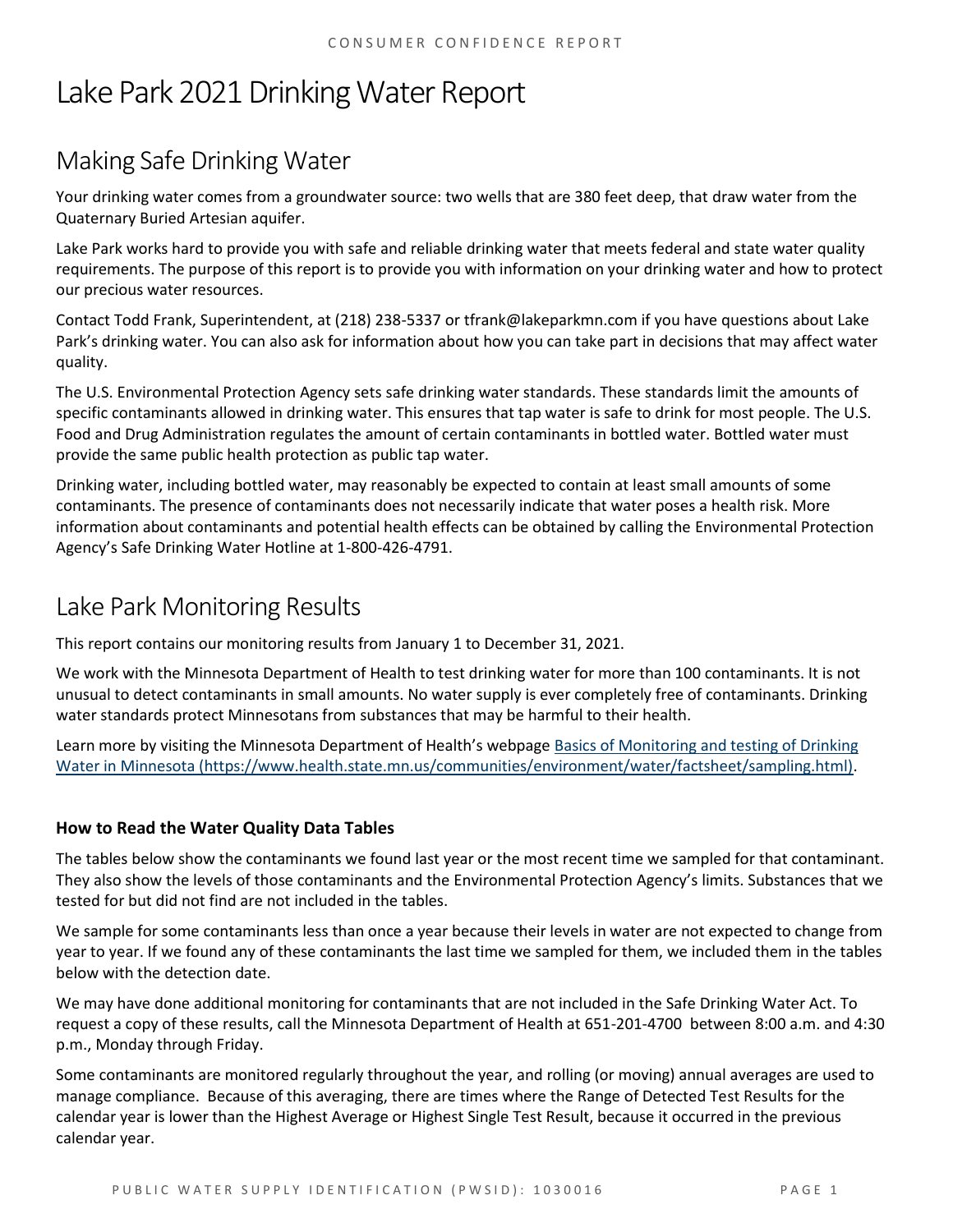# Lake Park 2021 Drinking Water Report

## Making Safe Drinking Water

Your drinking water comes from a groundwater source: two wells that are 380 feet deep, that draw water from the Quaternary Buried Artesian aquifer.

Lake Park works hard to provide you with safe and reliable drinking water that meets federal and state water quality requirements. The purpose of this report is to provide you with information on your drinking water and how to protect our precious water resources.

Contact Todd Frank, Superintendent, at (218) 238-5337 or tfrank@lakeparkmn.com if you have questions about Lake Park's drinking water. You can also ask for information about how you can take part in decisions that may affect water quality.

The U.S. Environmental Protection Agency sets safe drinking water standards. These standards limit the amounts of specific contaminants allowed in drinking water. This ensures that tap water is safe to drink for most people. The U.S. Food and Drug Administration regulates the amount of certain contaminants in bottled water. Bottled water must provide the same public health protection as public tap water.

Drinking water, including bottled water, may reasonably be expected to contain at least small amounts of some contaminants. The presence of contaminants does not necessarily indicate that water poses a health risk. More information about contaminants and potential health effects can be obtained by calling the Environmental Protection Agency's Safe Drinking Water Hotline at 1-800-426-4791.

## Lake Park Monitoring Results

This report contains our monitoring results from January 1 to December 31, 2021.

We work with the Minnesota Department of Health to test drinking water for more than 100 contaminants. It is not unusual to detect contaminants in small amounts. No water supply is ever completely free of contaminants. Drinking water standards protect Minnesotans from substances that may be harmful to their health.

Learn more by visiting the Minnesota Department of Health's webpage [Basics of Monitoring and testing of Drinking Water in Minnesota (https://www.health.state.mn.us/communities/environment/water/factsheet/sampling.html)](https://www.health.state.mn.us/communities/environment/water/factsheet/sampling.html).

### How to Read the Water Quality Data Tables

The tables below show the contaminants we found last year or the most recent time we sampled for that contaminant. They also show the levels of those contaminants and the Environmental Protection Agency's limits. Substances that we tested for but did not find are not included in the tables.

We sample for some contaminants less than once a year because their levels in water are not expected to change from year to year. If we found any of these contaminants the last time we sampled for them, we included them in the tables below with the detection date.

We may have done additional monitoring for contaminants that are not included in the Safe Drinking Water Act. To request a copy of these results, call the Minnesota Department of Health at 651-201-4700 between 8:00 a.m. and 4:30 p.m., Monday through Friday.

Some contaminants are monitored regularly throughout the year, and rolling (or moving) annual averages are used to manage compliance. Because of this averaging, there are times where the Range of Detected Test Results for the calendar year is lower than the Highest Average or Highest Single Test Result, because it occurred in the previous calendar year.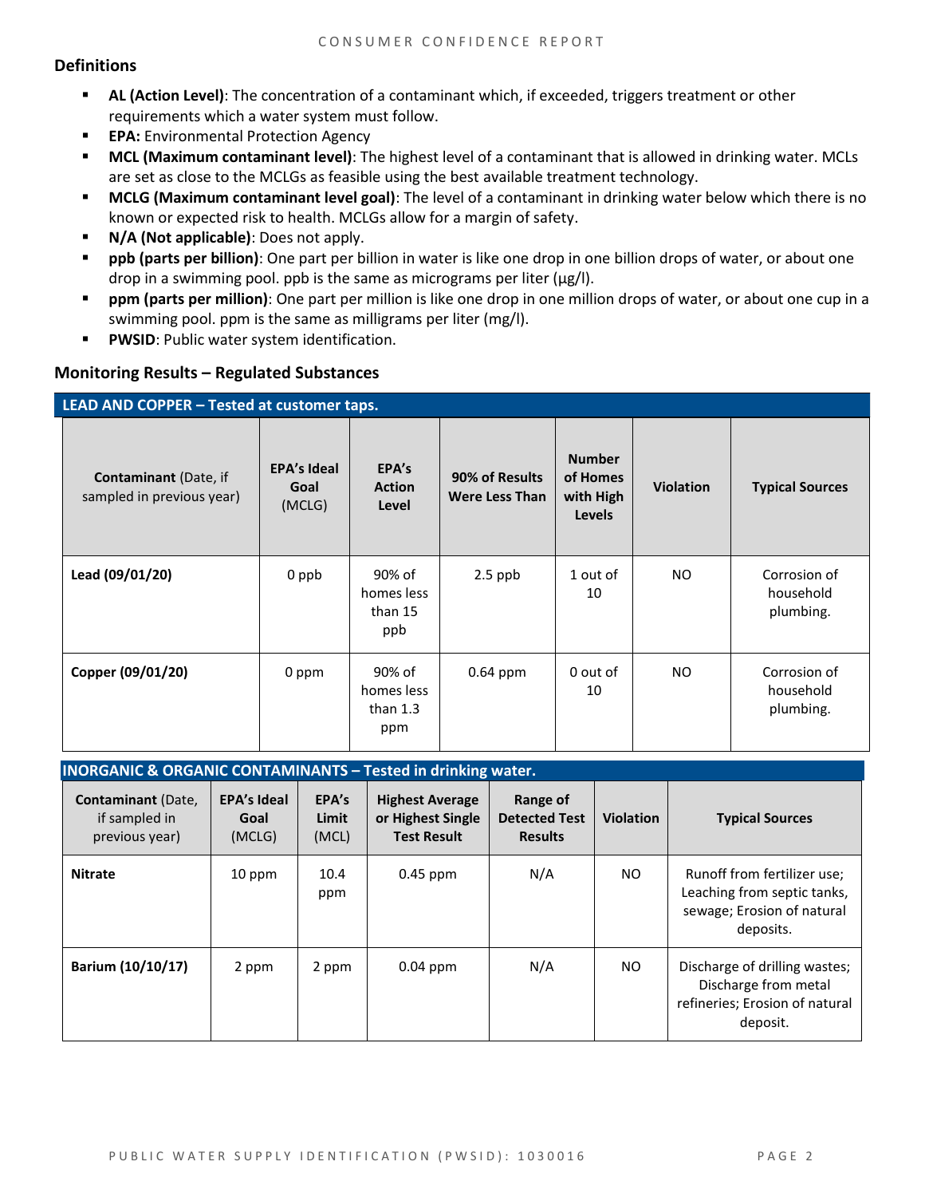## Definitions

- **AL (Action Level)**: The concentration of a contaminant which, if exceeded, triggers treatment or other requirements which a water system must follow.
- **EPA:** Environmental Protection Agency
- **MCL (Maximum contaminant level)**: The highest level of a contaminant that is allowed in drinking water. MCLs are set as close to the MCLGs as feasible using the best available treatment technology.
- **MCLG (Maximum contaminant level goal)**: The level of a contaminant in drinking water below which there is no known or expected risk to health. MCLGs allow for a margin of safety.
- **N/A (Not applicable)**: Does not apply.
- **ppb (parts per billion)**: One part per billion in water is like one drop in one billion drops of water, or about one drop in a swimming pool. ppb is the same as micrograms per liter (µg/l).
- **ppm (parts per million)**: One part per million is like one drop in one million drops of water, or about one cup in a swimming pool. ppm is the same as milligrams per liter (mg/l).
- **PWSID**: Public water system identification.

## Monitoring Results – Regulated Substances

**LEAD AND COPPER – Tested at customer taps.**

| **Contaminant** (Date, if sampled in previous year) | **EPA's Ideal Goal** (MCLG) | **EPA's Action Level** | **90% of Results Were Less Than** | **Number of Homes with High Levels** | **Violation** | **Typical Sources** |
|---|---|---|---|---|---|---|
| **Lead (09/01/20)** | 0 ppb | 90% of homes less than 15 ppb | 2.5 ppb | 1 out of 10 | NO | Corrosion of household plumbing. |
| **Copper (09/01/20)** | 0 ppm | 90% of homes less than 1.3 ppm | 0.64 ppm | 0 out of 10 | NO | Corrosion of household plumbing. |

**INORGANIC & ORGANIC CONTAMINANTS – Tested in drinking water.**

| **Contaminant** (Date, if sampled in previous year) | **EPA's Ideal Goal** (MCLG) | **EPA's Limit** (MCL) | **Highest Average or Highest Single Test Result** | **Range of Detected Test Results** | **Violation** | **Typical Sources** |
|---|---|---|---|---|---|---|
| **Nitrate** | 10 ppm | 10.4 ppm | 0.45 ppm | N/A | NO | Runoff from fertilizer use; Leaching from septic tanks, sewage; Erosion of natural deposits. |
| **Barium (10/10/17)** | 2 ppm | 2 ppm | 0.04 ppm | N/A | NO | Discharge of drilling wastes; Discharge from metal refineries; Erosion of natural deposit. |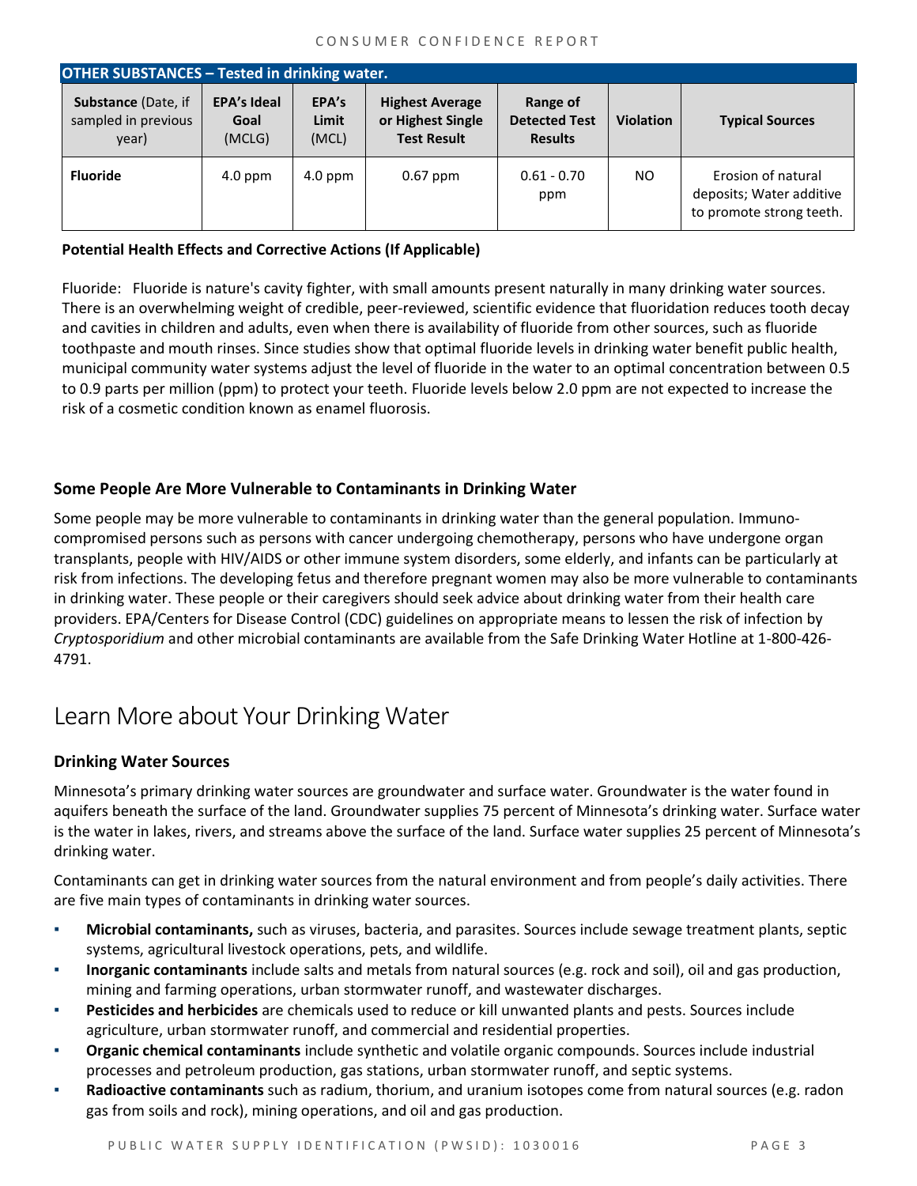| OTHER SUBSTANCES – Tested in drinking water. | | | | | | |
|---|---|---|---|---|---|---|
| **Substance** (Date, if sampled in previous year) | **EPA's Ideal Goal** (MCLG) | **EPA's Limit** (MCL) | **Highest Average or Highest Single Test Result** | **Range of Detected Test Results** | **Violation** | **Typical Sources** |
| **Fluoride** | 4.0 ppm | 4.0 ppm | 0.67 ppm | 0.61 - 0.70 ppm | NO | Erosion of natural deposits; Water additive to promote strong teeth. |

**Potential Health Effects and Corrective Actions (If Applicable)**

Fluoride: Fluoride is nature's cavity fighter, with small amounts present naturally in many drinking water sources. There is an overwhelming weight of credible, peer-reviewed, scientific evidence that fluoridation reduces tooth decay and cavities in children and adults, even when there is availability of fluoride from other sources, such as fluoride toothpaste and mouth rinses. Since studies show that optimal fluoride levels in drinking water benefit public health, municipal community water systems adjust the level of fluoride in the water to an optimal concentration between 0.5 to 0.9 parts per million (ppm) to protect your teeth. Fluoride levels below 2.0 ppm are not expected to increase the risk of a cosmetic condition known as enamel fluorosis.

### Some People Are More Vulnerable to Contaminants in Drinking Water

Some people may be more vulnerable to contaminants in drinking water than the general population. Immuno-compromised persons such as persons with cancer undergoing chemotherapy, persons who have undergone organ transplants, people with HIV/AIDS or other immune system disorders, some elderly, and infants can be particularly at risk from infections. The developing fetus and therefore pregnant women may also be more vulnerable to contaminants in drinking water. These people or their caregivers should seek advice about drinking water from their health care providers. EPA/Centers for Disease Control (CDC) guidelines on appropriate means to lessen the risk of infection by *Cryptosporidium* and other microbial contaminants are available from the Safe Drinking Water Hotline at 1-800-426-4791.

## Learn More about Your Drinking Water

### Drinking Water Sources

Minnesota's primary drinking water sources are groundwater and surface water. Groundwater is the water found in aquifers beneath the surface of the land. Groundwater supplies 75 percent of Minnesota's drinking water. Surface water is the water in lakes, rivers, and streams above the surface of the land. Surface water supplies 25 percent of Minnesota's drinking water.

Contaminants can get in drinking water sources from the natural environment and from people's daily activities. There are five main types of contaminants in drinking water sources.

- **Microbial contaminants,** such as viruses, bacteria, and parasites. Sources include sewage treatment plants, septic systems, agricultural livestock operations, pets, and wildlife.
- **Inorganic contaminants** include salts and metals from natural sources (e.g. rock and soil), oil and gas production, mining and farming operations, urban stormwater runoff, and wastewater discharges.
- **Pesticides and herbicides** are chemicals used to reduce or kill unwanted plants and pests. Sources include agriculture, urban stormwater runoff, and commercial and residential properties.
- **Organic chemical contaminants** include synthetic and volatile organic compounds. Sources include industrial processes and petroleum production, gas stations, urban stormwater runoff, and septic systems.
- **Radioactive contaminants** such as radium, thorium, and uranium isotopes come from natural sources (e.g. radon gas from soils and rock), mining operations, and oil and gas production.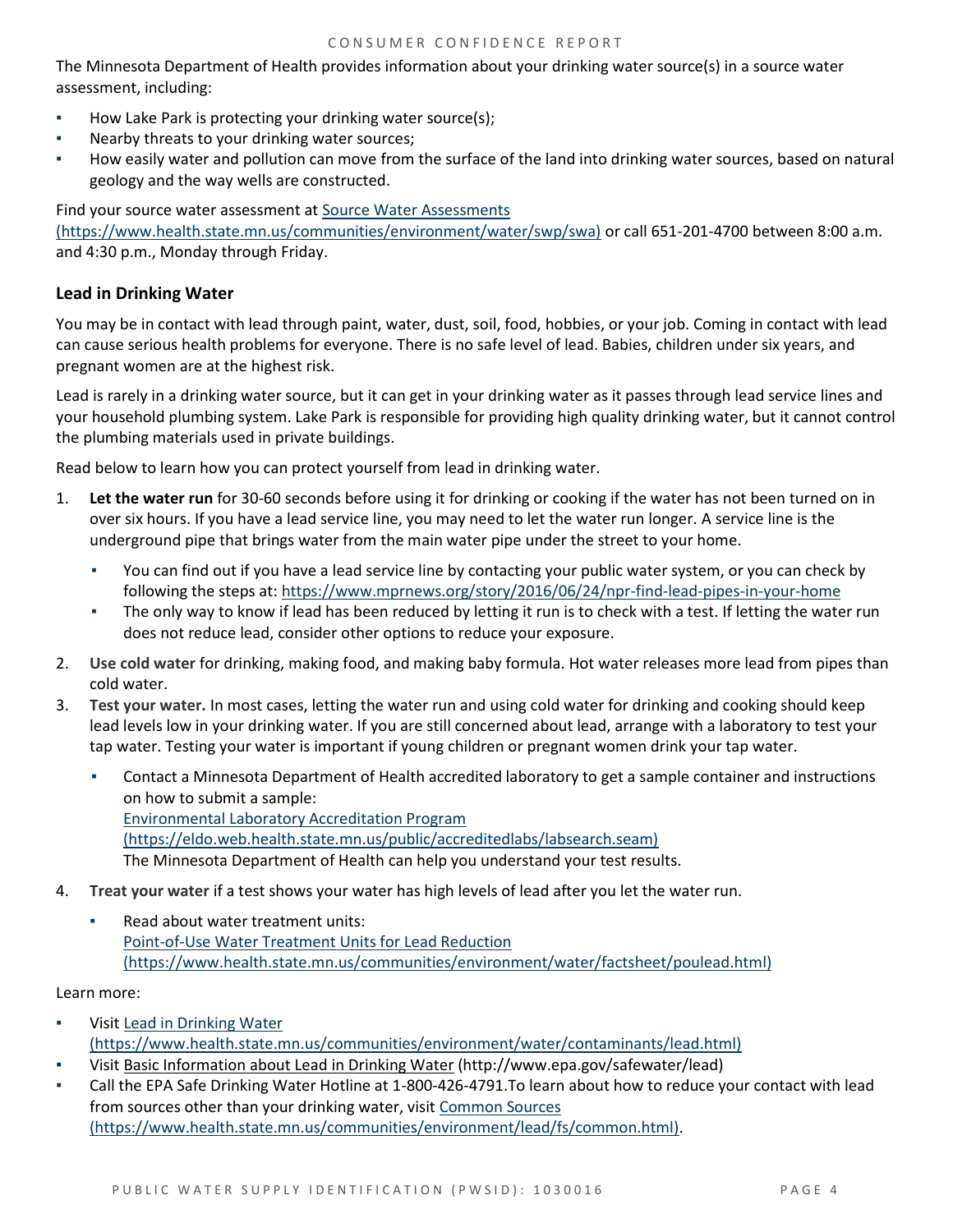The Minnesota Department of Health provides information about your drinking water source(s) in a source water assessment, including:

- How Lake Park is protecting your drinking water source(s);
- Nearby threats to your drinking water sources;
- How easily water and pollution can move from the surface of the land into drinking water sources, based on natural geology and the way wells are constructed.

Find your source water assessment at Source Water Assessments (https://www.health.state.mn.us/communities/environment/water/swp/swa) or call 651-201-4700 between 8:00 a.m. and 4:30 p.m., Monday through Friday.

### Lead in Drinking Water

You may be in contact with lead through paint, water, dust, soil, food, hobbies, or your job. Coming in contact with lead can cause serious health problems for everyone. There is no safe level of lead. Babies, children under six years, and pregnant women are at the highest risk.

Lead is rarely in a drinking water source, but it can get in your drinking water as it passes through lead service lines and your household plumbing system. Lake Park is responsible for providing high quality drinking water, but it cannot control the plumbing materials used in private buildings.

Read below to learn how you can protect yourself from lead in drinking water.

1. **Let the water run** for 30-60 seconds before using it for drinking or cooking if the water has not been turned on in over six hours. If you have a lead service line, you may need to let the water run longer. A service line is the underground pipe that brings water from the main water pipe under the street to your home.
   - You can find out if you have a lead service line by contacting your public water system, or you can check by following the steps at: https://www.mprnews.org/story/2016/06/24/npr-find-lead-pipes-in-your-home
   - The only way to know if lead has been reduced by letting it run is to check with a test. If letting the water run does not reduce lead, consider other options to reduce your exposure.
2. **Use cold water** for drinking, making food, and making baby formula. Hot water releases more lead from pipes than cold water.
3. **Test your water.** In most cases, letting the water run and using cold water for drinking and cooking should keep lead levels low in your drinking water. If you are still concerned about lead, arrange with a laboratory to test your tap water. Testing your water is important if young children or pregnant women drink your tap water.
   - Contact a Minnesota Department of Health accredited laboratory to get a sample container and instructions on how to submit a sample:
     Environmental Laboratory Accreditation Program
     (https://eldo.web.health.state.mn.us/public/accreditedlabs/labsearch.seam)
     The Minnesota Department of Health can help you understand your test results.
4. **Treat your water** if a test shows your water has high levels of lead after you let the water run.
   - Read about water treatment units:
     Point-of-Use Water Treatment Units for Lead Reduction
     (https://www.health.state.mn.us/communities/environment/water/factsheet/poulead.html)

Learn more:

- Visit Lead in Drinking Water (https://www.health.state.mn.us/communities/environment/water/contaminants/lead.html)
- Visit Basic Information about Lead in Drinking Water (http://www.epa.gov/safewater/lead)
- Call the EPA Safe Drinking Water Hotline at 1-800-426-4791.To learn about how to reduce your contact with lead from sources other than your drinking water, visit Common Sources (https://www.health.state.mn.us/communities/environment/lead/fs/common.html).